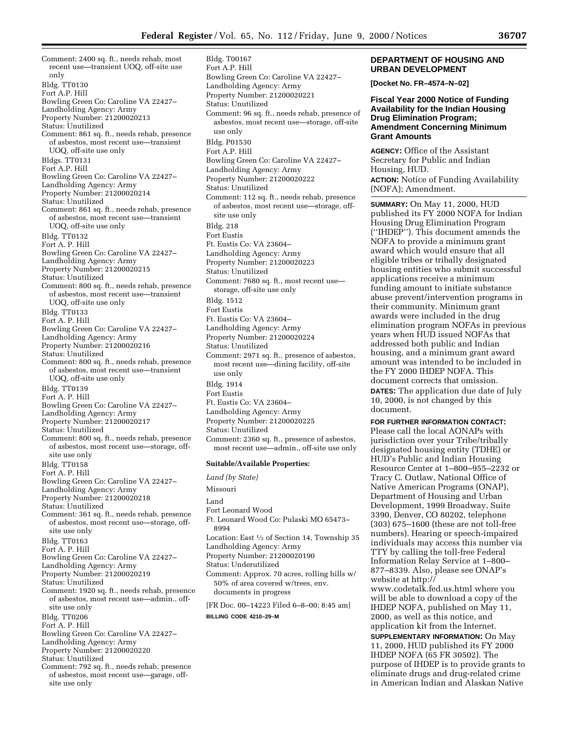Comment: 2400 sq. ft., needs rehab, most recent use—transient UOQ, off-site use only

Bldg. TT0130
Fort A.P. Hill
Bowling Green Co: Caroline VA 22427–
Landholding Agency: Army
Property Number: 21200020213
Status: Unutilized
Comment: 861 sq. ft., needs rehab, presence of asbestos, most recent use—transient UOQ, off-site use only

Bldgs. TT0131
Fort A.P. Hill
Bowling Green Co: Caroline VA 22427–
Landholding Agency: Army
Property Number: 21200020214
Status: Unutilized
Comment: 861 sq. ft., needs rehab, presence of asbestos, most recent use—transient UOQ, off-site use only

Bldg. TT0132
Fort A. P. Hill
Bowling Green Co: Caroline VA 22427–
Landholding Agency: Army
Property Number: 21200020215
Status: Unutilized
Comment: 800 sq. ft., needs rehab, presence of asbestos, most recent use—transient UOQ, off-site use only

Bldg. TT0133
Fort A. P. Hill
Bowling Green Co: Caroline VA 22427–
Landholding Agency: Army
Property Number: 21200020216
Status: Unutilized
Comment: 800 sq. ft., needs rehab, presence of asbestos, most recent use—transient UOQ, off-site use only

Bldg. TT0139
Fort A. P. Hill
Bowling Green Co: Caroline VA 22427–
Landholding Agency: Army
Property Number: 21200020217
Status: Unutilized
Comment: 800 sq. ft., needs rehab, presence of asbestos, most recent use—storage, off-site use only

Bldg. TT0158
Fort A. P. Hill
Bowling Green Co: Caroline VA 22427–
Landholding Agency: Army
Property Number: 21200020218
Status: Unutilized
Comment: 361 sq. ft., needs rehab, presence of asbestos, most recent use—storage, off-site use only

Bldg. TT0163
Fort A. P. Hill
Bowling Green Co: Caroline VA 22427–
Landholding Agency: Army
Property Number: 21200020219
Status: Unutilized
Comment: 1920 sq. ft., needs rehab, presence of asbestos, most recent use—admin., off-site use only

Bldg. TT0206
Fort A. P. Hill
Bowling Green Co: Caroline VA 22427–
Landholding Agency: Army
Property Number: 21200020220
Status: Unutilized
Comment: 792 sq. ft., needs rehab, presence of asbestos, most recent use—garage, off-site use only

Bldg. T00167
Fort A.P. Hill
Bowling Green Co: Caroline VA 22427–
Landholding Agency: Army
Property Number: 21200020221
Status: Unutilized
Comment: 96 sq. ft., needs rehab, presence of asbestos, most recent use—storage, off-site use only

Bldg. P01530
Fort A.P. Hill
Bowling Green Co: Caroline VA 22427–
Landholding Agency: Army
Property Number: 21200020222
Status: Unutilized
Comment: 112 sq. ft., needs rehab, presence of asbestos, most recent use—storage, off-site use only

Bldg. 218
Fort Eustis
Ft. Eustis Co: VA 23604–
Landholding Agency: Army
Property Number: 21200020223
Status: Unutilized
Comment: 7680 sq. ft., most recent use—storage, off-site use only

Bldg. 1512
Fort Eustis
Ft. Eustis Co: VA 23604–
Landholding Agency: Army
Property Number: 21200020224
Status: Unutilized
Comment: 2971 sq. ft., presence of asbestos, most recent use—dining facility, off-site use only

Bldg. 1914
Fort Eustis
Ft. Eustis Co: VA 23604–
Landholding Agency: Army
Property Number: 21200020225
Status: Unutilized
Comment: 2360 sq. ft., presence of asbestos, most recent use—admin., off-site use only

**Suitable/Available Properties:**

*Land (by State)*

Missouri

Land
Fort Leonard Wood
Ft. Leonard Wood Co: Pulaski MO 65473–8994
Location: East ½ of Section 14, Township 35
Landholding Agency: Army
Property Number: 21200020190
Status: Underutilized
Comment: Approx. 70 acres, rolling hills w/ 50% of area covered w/trees, env. documents in progress

[FR Doc. 00–14223 Filed 6–8–00; 8:45 am]

**BILLING CODE 4210–29–M**

## DEPARTMENT OF HOUSING AND URBAN DEVELOPMENT

**[Docket No. FR–4574–N–02]**

### Fiscal Year 2000 Notice of Funding Availability for the Indian Housing Drug Elimination Program; Amendment Concerning Minimum Grant Amounts

**AGENCY:** Office of the Assistant Secretary for Public and Indian Housing, HUD.

**ACTION:** Notice of Funding Availability (NOFA); Amendment.

**SUMMARY:** On May 11, 2000, HUD published its FY 2000 NOFA for Indian Housing Drug Elimination Program (''IHDEP''). This document amends the NOFA to provide a minimum grant award which would ensure that all eligible tribes or tribally designated housing entities who submit successful applications receive a minimum funding amount to initiate substance abuse prevent/intervention programs in their community. Minimum grant awards were included in the drug elimination program NOFAs in previous years when HUD issued NOFAs that addressed both public and Indian housing, and a minimum grant award amount was intended to be included in the FY 2000 IHDEP NOFA. This document corrects that omission.

**DATES:** The application due date of July 10, 2000, is not changed by this document.

**FOR FURTHER INFORMATION CONTACT:** Please call the local AONAPs with jurisdiction over your Tribe/tribally designated housing entity (TDHE) or HUD's Public and Indian Housing Resource Center at 1–800–955–2232 or Tracy C. Outlaw, National Office of Native American Programs (ONAP), Department of Housing and Urban Development, 1999 Broadway, Suite 3390, Denver, CO 80202, telephone (303) 675–1600 (these are not toll-free numbers). Hearing or speech-impaired individuals may access this number via TTY by calling the toll-free Federal Information Relay Service at 1–800–877–8339. Also, please see ONAP's website at http://www.codetalk.fed.us.html where you will be able to download a copy of the IHDEP NOFA, published on May 11, 2000, as well as this notice, and application kit from the Internet.

**SUPPLEMENTARY INFORMATION:** On May 11, 2000, HUD published its FY 2000 IHDEP NOFA (65 FR 30502). The purpose of IHDEP is to provide grants to eliminate drugs and drug-related crime in American Indian and Alaskan Native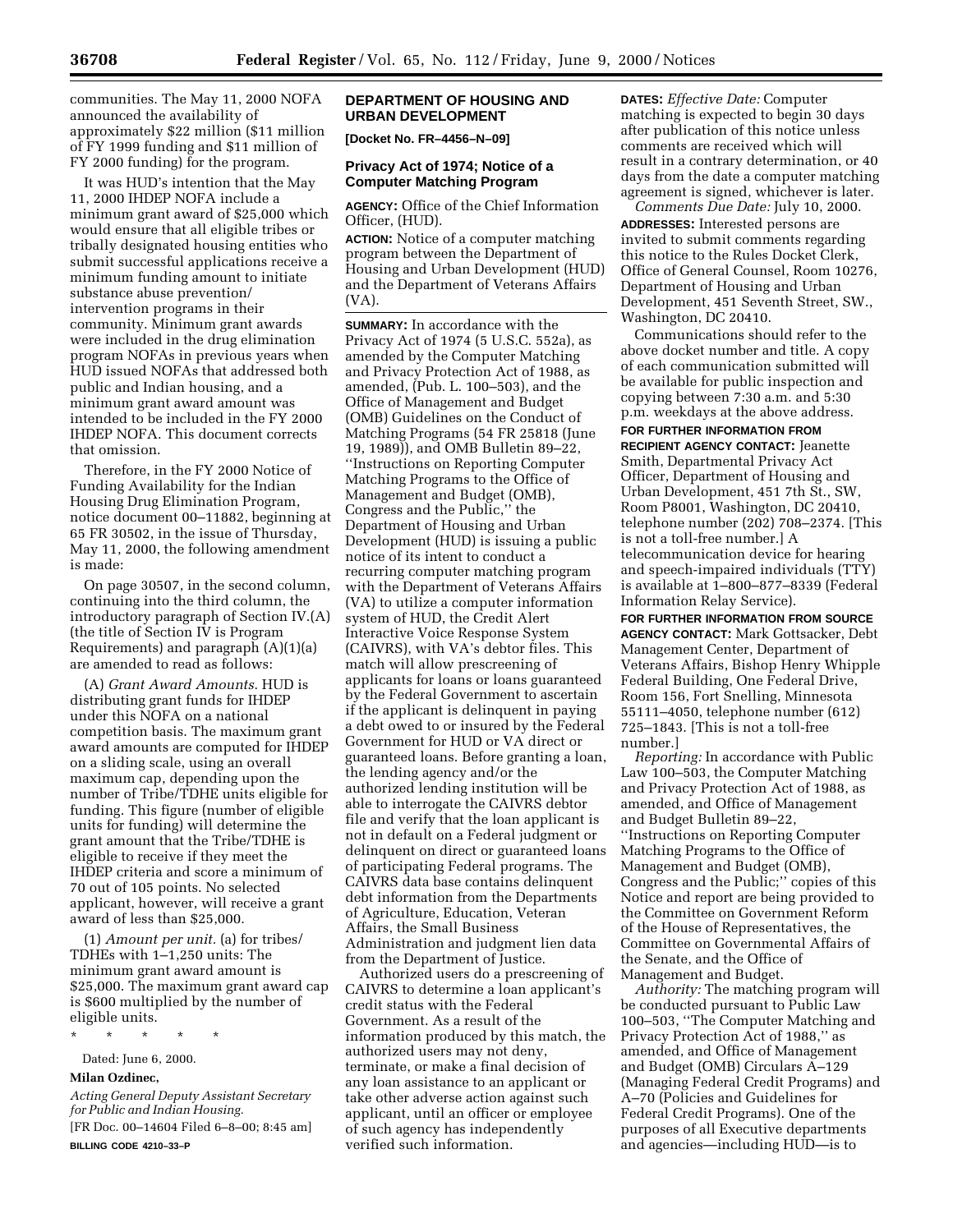communities. The May 11, 2000 NOFA announced the availability of approximately $22 million ($11 million of FY 1999 funding and $11 million of FY 2000 funding) for the program.

It was HUD's intention that the May 11, 2000 IHDEP NOFA include a minimum grant award of $25,000 which would ensure that all eligible tribes or tribally designated housing entities who submit successful applications receive a minimum funding amount to initiate substance abuse prevention/intervention programs in their community. Minimum grant awards were included in the drug elimination program NOFAs in previous years when HUD issued NOFAs that addressed both public and Indian housing, and a minimum grant award amount was intended to be included in the FY 2000 IHDEP NOFA. This document corrects that omission.

Therefore, in the FY 2000 Notice of Funding Availability for the Indian Housing Drug Elimination Program, notice document 00–11882, beginning at 65 FR 30502, in the issue of Thursday, May 11, 2000, the following amendment is made:

On page 30507, in the second column, continuing into the third column, the introductory paragraph of Section IV.(A) (the title of Section IV is Program Requirements) and paragraph (A)(1)(a) are amended to read as follows:

(A) *Grant Award Amounts.* HUD is distributing grant funds for IHDEP under this NOFA on a national competition basis. The maximum grant award amounts are computed for IHDEP on a sliding scale, using an overall maximum cap, depending upon the number of Tribe/TDHE units eligible for funding. This figure (number of eligible units for funding) will determine the grant amount that the Tribe/TDHE is eligible to receive if they meet the IHDEP criteria and score a minimum of 70 out of 105 points. No selected applicant, however, will receive a grant award of less than $25,000.

(1) *Amount per unit.* (a) for tribes/TDHEs with 1–1,250 units: The minimum grant award amount is $25,000. The maximum grant award cap is $600 multiplied by the number of eligible units.

\* \* \* \* \*

Dated: June 6, 2000.

**Milan Ozdinec,**

*Acting General Deputy Assistant Secretary for Public and Indian Housing.*

[FR Doc. 00–14604 Filed 6–8–00; 8:45 am]

**BILLING CODE 4210–33–P**

## DEPARTMENT OF HOUSING AND URBAN DEVELOPMENT

**[Docket No. FR–4456–N–09]**

### Privacy Act of 1974; Notice of a Computer Matching Program

**AGENCY:** Office of the Chief Information Officer, (HUD).

**ACTION:** Notice of a computer matching program between the Department of Housing and Urban Development (HUD) and the Department of Veterans Affairs (VA).

**SUMMARY:** In accordance with the Privacy Act of 1974 (5 U.S.C. 552a), as amended by the Computer Matching and Privacy Protection Act of 1988, as amended, (Pub. L. 100–503), and the Office of Management and Budget (OMB) Guidelines on the Conduct of Matching Programs (54 FR 25818 (June 19, 1989)), and OMB Bulletin 89–22, ''Instructions on Reporting Computer Matching Programs to the Office of Management and Budget (OMB), Congress and the Public,'' the Department of Housing and Urban Development (HUD) is issuing a public notice of its intent to conduct a recurring computer matching program with the Department of Veterans Affairs (VA) to utilize a computer information system of HUD, the Credit Alert Interactive Voice Response System (CAIVRS), with VA's debtor files. This match will allow prescreening of applicants for loans or loans guaranteed by the Federal Government to ascertain if the applicant is delinquent in paying a debt owed to or insured by the Federal Government for HUD or VA direct or guaranteed loans. Before granting a loan, the lending agency and/or the authorized lending institution will be able to interrogate the CAIVRS debtor file and verify that the loan applicant is not in default on a Federal judgment or delinquent on direct or guaranteed loans of participating Federal programs. The CAIVRS data base contains delinquent debt information from the Departments of Agriculture, Education, Veteran Affairs, the Small Business Administration and judgment lien data from the Department of Justice.

Authorized users do a prescreening of CAIVRS to determine a loan applicant's credit status with the Federal Government. As a result of the information produced by this match, the authorized users may not deny, terminate, or make a final decision of any loan assistance to an applicant or take other adverse action against such applicant, until an officer or employee of such agency has independently verified such information.

**DATES:** *Effective Date:* Computer matching is expected to begin 30 days after publication of this notice unless comments are received which will result in a contrary determination, or 40 days from the date a computer matching agreement is signed, whichever is later.

*Comments Due Date:* July 10, 2000.

**ADDRESSES:** Interested persons are invited to submit comments regarding this notice to the Rules Docket Clerk, Office of General Counsel, Room 10276, Department of Housing and Urban Development, 451 Seventh Street, SW., Washington, DC 20410.

Communications should refer to the above docket number and title. A copy of each communication submitted will be available for public inspection and copying between 7:30 a.m. and 5:30 p.m. weekdays at the above address.

**FOR FURTHER INFORMATION FROM RECIPIENT AGENCY CONTACT:** Jeanette Smith, Departmental Privacy Act Officer, Department of Housing and Urban Development, 451 7th St., SW, Room P8001, Washington, DC 20410, telephone number (202) 708–2374. [This is not a toll-free number.] A telecommunication device for hearing and speech-impaired individuals (TTY) is available at 1–800–877–8339 (Federal Information Relay Service).

**FOR FURTHER INFORMATION FROM SOURCE AGENCY CONTACT:** Mark Gottsacker, Debt Management Center, Department of Veterans Affairs, Bishop Henry Whipple Federal Building, One Federal Drive, Room 156, Fort Snelling, Minnesota 55111–4050, telephone number (612) 725–1843. [This is not a toll-free number.]

*Reporting:* In accordance with Public Law 100–503, the Computer Matching and Privacy Protection Act of 1988, as amended, and Office of Management and Budget Bulletin 89–22, ''Instructions on Reporting Computer Matching Programs to the Office of Management and Budget (OMB), Congress and the Public;'' copies of this Notice and report are being provided to the Committee on Government Reform of the House of Representatives, the Committee on Governmental Affairs of the Senate, and the Office of Management and Budget.

*Authority:* The matching program will be conducted pursuant to Public Law 100–503, ''The Computer Matching and Privacy Protection Act of 1988,'' as amended, and Office of Management and Budget (OMB) Circulars A–129 (Managing Federal Credit Programs) and A–70 (Policies and Guidelines for Federal Credit Programs). One of the purposes of all Executive departments and agencies—including HUD—is to